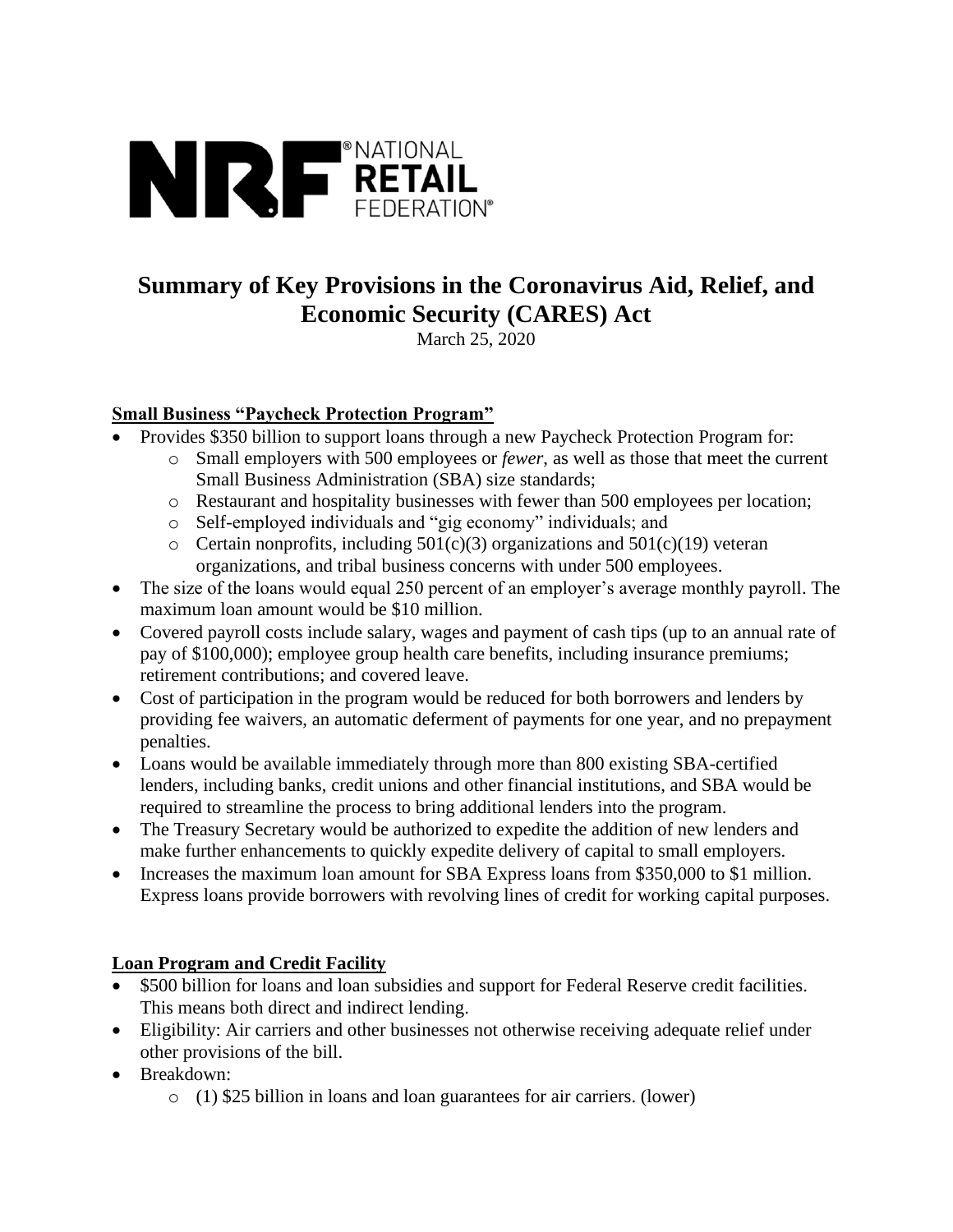NRF® NATIONAL RETAIL FEDERATION®

# Summary of Key Provisions in the Coronavirus Aid, Relief, and Economic Security (CARES) Act

March 25, 2020

## Small Business "Paycheck Protection Program"

- Provides $350 billion to support loans through a new Paycheck Protection Program for:
  - Small employers with 500 employees or *fewer*, as well as those that meet the current Small Business Administration (SBA) size standards;
  - Restaurant and hospitality businesses with fewer than 500 employees per location;
  - Self-employed individuals and "gig economy" individuals; and
  - Certain nonprofits, including 501(c)(3) organizations and 501(c)(19) veteran organizations, and tribal business concerns with under 500 employees.
- The size of the loans would equal 250 percent of an employer's average monthly payroll. The maximum loan amount would be $10 million.
- Covered payroll costs include salary, wages and payment of cash tips (up to an annual rate of pay of $100,000); employee group health care benefits, including insurance premiums; retirement contributions; and covered leave.
- Cost of participation in the program would be reduced for both borrowers and lenders by providing fee waivers, an automatic deferment of payments for one year, and no prepayment penalties.
- Loans would be available immediately through more than 800 existing SBA-certified lenders, including banks, credit unions and other financial institutions, and SBA would be required to streamline the process to bring additional lenders into the program.
- The Treasury Secretary would be authorized to expedite the addition of new lenders and make further enhancements to quickly expedite delivery of capital to small employers.
- Increases the maximum loan amount for SBA Express loans from $350,000 to $1 million. Express loans provide borrowers with revolving lines of credit for working capital purposes.

## Loan Program and Credit Facility

- $500 billion for loans and loan subsidies and support for Federal Reserve credit facilities. This means both direct and indirect lending.
- Eligibility: Air carriers and other businesses not otherwise receiving adequate relief under other provisions of the bill.
- Breakdown:
  - (1) $25 billion in loans and loan guarantees for air carriers. (lower)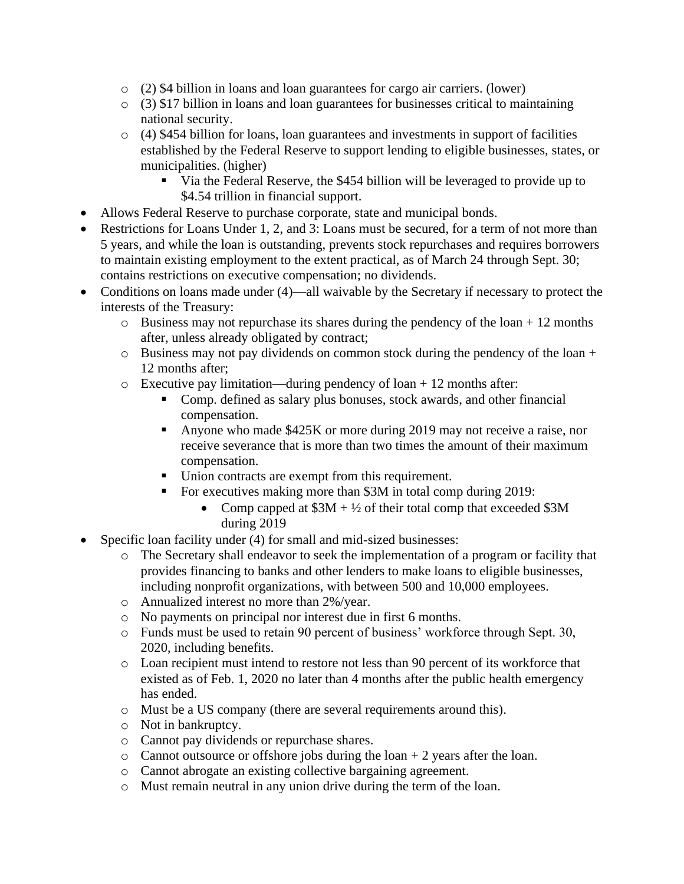- (2) $4 billion in loans and loan guarantees for cargo air carriers. (lower)
  - (3) $17 billion in loans and loan guarantees for businesses critical to maintaining national security.
  - (4) $454 billion for loans, loan guarantees and investments in support of facilities established by the Federal Reserve to support lending to eligible businesses, states, or municipalities. (higher)
    - Via the Federal Reserve, the $454 billion will be leveraged to provide up to $4.54 trillion in financial support.
- Allows Federal Reserve to purchase corporate, state and municipal bonds.
- Restrictions for Loans Under 1, 2, and 3: Loans must be secured, for a term of not more than 5 years, and while the loan is outstanding, prevents stock repurchases and requires borrowers to maintain existing employment to the extent practical, as of March 24 through Sept. 30; contains restrictions on executive compensation; no dividends.
- Conditions on loans made under (4)—all waivable by the Secretary if necessary to protect the interests of the Treasury:
  - Business may not repurchase its shares during the pendency of the loan + 12 months after, unless already obligated by contract;
  - Business may not pay dividends on common stock during the pendency of the loan + 12 months after;
  - Executive pay limitation—during pendency of loan + 12 months after:
    - Comp. defined as salary plus bonuses, stock awards, and other financial compensation.
    - Anyone who made $425K or more during 2019 may not receive a raise, nor receive severance that is more than two times the amount of their maximum compensation.
    - Union contracts are exempt from this requirement.
    - For executives making more than $3M in total comp during 2019:
      - Comp capped at $3M + ½ of their total comp that exceeded $3M during 2019
- Specific loan facility under (4) for small and mid-sized businesses:
  - The Secretary shall endeavor to seek the implementation of a program or facility that provides financing to banks and other lenders to make loans to eligible businesses, including nonprofit organizations, with between 500 and 10,000 employees.
  - Annualized interest no more than 2%/year.
  - No payments on principal nor interest due in first 6 months.
  - Funds must be used to retain 90 percent of business' workforce through Sept. 30, 2020, including benefits.
  - Loan recipient must intend to restore not less than 90 percent of its workforce that existed as of Feb. 1, 2020 no later than 4 months after the public health emergency has ended.
  - Must be a US company (there are several requirements around this).
  - Not in bankruptcy.
  - Cannot pay dividends or repurchase shares.
  - Cannot outsource or offshore jobs during the loan + 2 years after the loan.
  - Cannot abrogate an existing collective bargaining agreement.
  - Must remain neutral in any union drive during the term of the loan.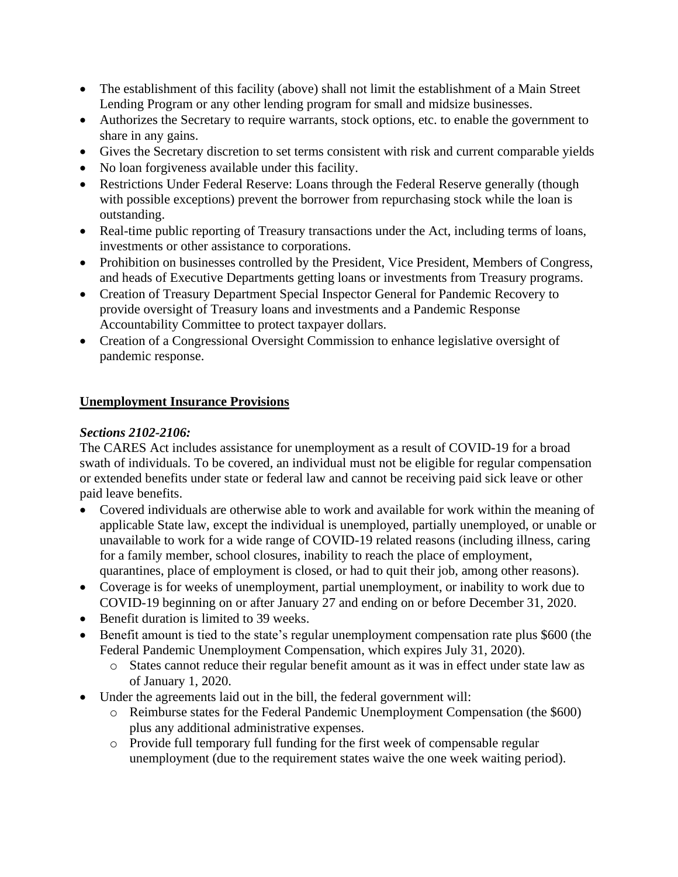- The establishment of this facility (above) shall not limit the establishment of a Main Street Lending Program or any other lending program for small and midsize businesses.
- Authorizes the Secretary to require warrants, stock options, etc. to enable the government to share in any gains.
- Gives the Secretary discretion to set terms consistent with risk and current comparable yields
- No loan forgiveness available under this facility.
- Restrictions Under Federal Reserve: Loans through the Federal Reserve generally (though with possible exceptions) prevent the borrower from repurchasing stock while the loan is outstanding.
- Real-time public reporting of Treasury transactions under the Act, including terms of loans, investments or other assistance to corporations.
- Prohibition on businesses controlled by the President, Vice President, Members of Congress, and heads of Executive Departments getting loans or investments from Treasury programs.
- Creation of Treasury Department Special Inspector General for Pandemic Recovery to provide oversight of Treasury loans and investments and a Pandemic Response Accountability Committee to protect taxpayer dollars.
- Creation of a Congressional Oversight Commission to enhance legislative oversight of pandemic response.

## Unemployment Insurance Provisions

***Sections 2102-2106:***

The CARES Act includes assistance for unemployment as a result of COVID-19 for a broad swath of individuals. To be covered, an individual must not be eligible for regular compensation or extended benefits under state or federal law and cannot be receiving paid sick leave or other paid leave benefits.

- Covered individuals are otherwise able to work and available for work within the meaning of applicable State law, except the individual is unemployed, partially unemployed, or unable or unavailable to work for a wide range of COVID-19 related reasons (including illness, caring for a family member, school closures, inability to reach the place of employment, quarantines, place of employment is closed, or had to quit their job, among other reasons).
- Coverage is for weeks of unemployment, partial unemployment, or inability to work due to COVID-19 beginning on or after January 27 and ending on or before December 31, 2020.
- Benefit duration is limited to 39 weeks.
- Benefit amount is tied to the state's regular unemployment compensation rate plus $600 (the Federal Pandemic Unemployment Compensation, which expires July 31, 2020).
    - States cannot reduce their regular benefit amount as it was in effect under state law as of January 1, 2020.
- Under the agreements laid out in the bill, the federal government will:
    - Reimburse states for the Federal Pandemic Unemployment Compensation (the $600) plus any additional administrative expenses.
    - Provide full temporary full funding for the first week of compensable regular unemployment (due to the requirement states waive the one week waiting period).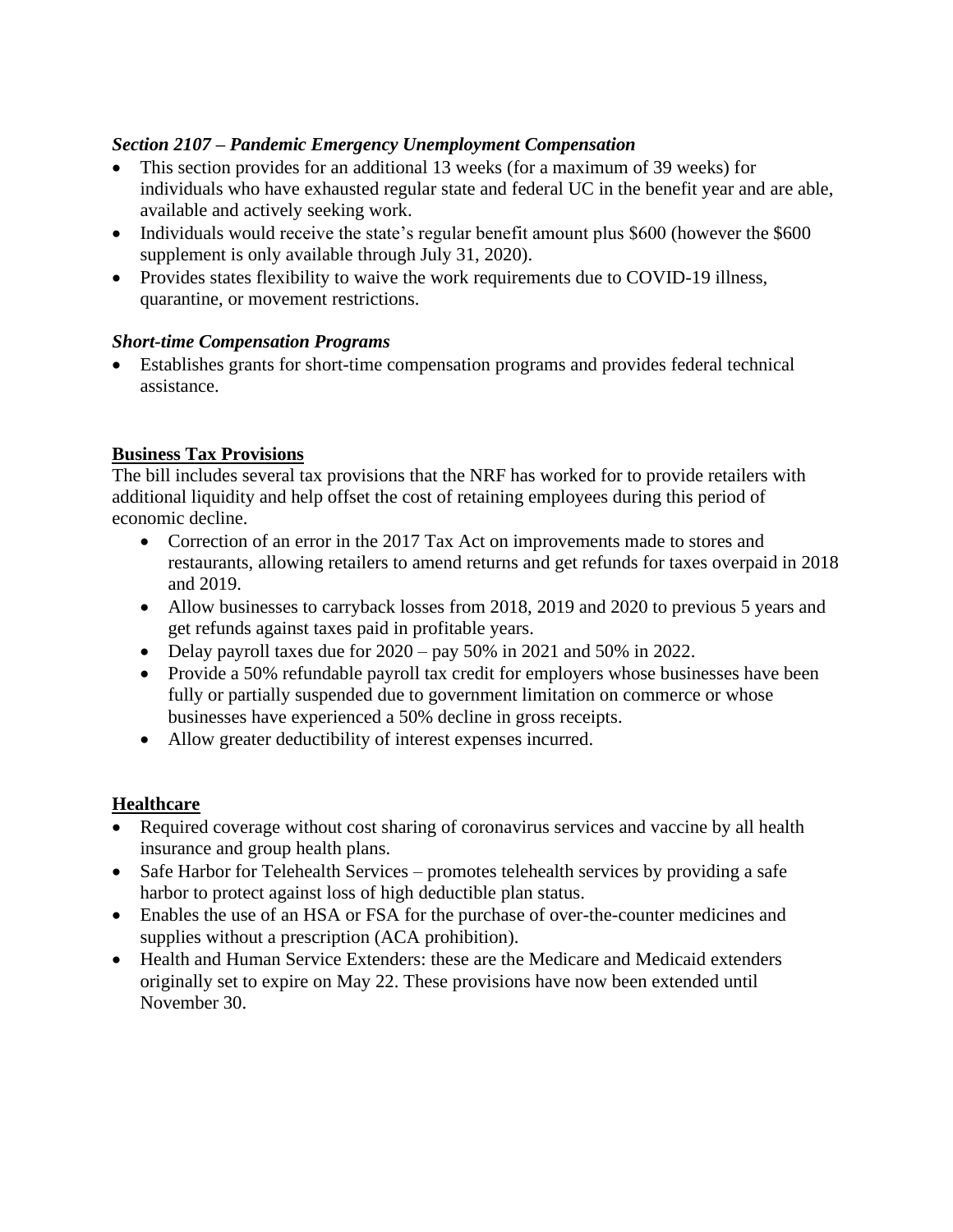***Section 2107 – Pandemic Emergency Unemployment Compensation***

- This section provides for an additional 13 weeks (for a maximum of 39 weeks) for individuals who have exhausted regular state and federal UC in the benefit year and are able, available and actively seeking work.
- Individuals would receive the state's regular benefit amount plus $600 (however the $600 supplement is only available through July 31, 2020).
- Provides states flexibility to waive the work requirements due to COVID-19 illness, quarantine, or movement restrictions.

***Short-time Compensation Programs***

- Establishes grants for short-time compensation programs and provides federal technical assistance.

## Business Tax Provisions

The bill includes several tax provisions that the NRF has worked for to provide retailers with additional liquidity and help offset the cost of retaining employees during this period of economic decline.

- Correction of an error in the 2017 Tax Act on improvements made to stores and restaurants, allowing retailers to amend returns and get refunds for taxes overpaid in 2018 and 2019.
- Allow businesses to carryback losses from 2018, 2019 and 2020 to previous 5 years and get refunds against taxes paid in profitable years.
- Delay payroll taxes due for 2020 – pay 50% in 2021 and 50% in 2022.
- Provide a 50% refundable payroll tax credit for employers whose businesses have been fully or partially suspended due to government limitation on commerce or whose businesses have experienced a 50% decline in gross receipts.
- Allow greater deductibility of interest expenses incurred.

## Healthcare

- Required coverage without cost sharing of coronavirus services and vaccine by all health insurance and group health plans.
- Safe Harbor for Telehealth Services – promotes telehealth services by providing a safe harbor to protect against loss of high deductible plan status.
- Enables the use of an HSA or FSA for the purchase of over-the-counter medicines and supplies without a prescription (ACA prohibition).
- Health and Human Service Extenders: these are the Medicare and Medicaid extenders originally set to expire on May 22. These provisions have now been extended until November 30.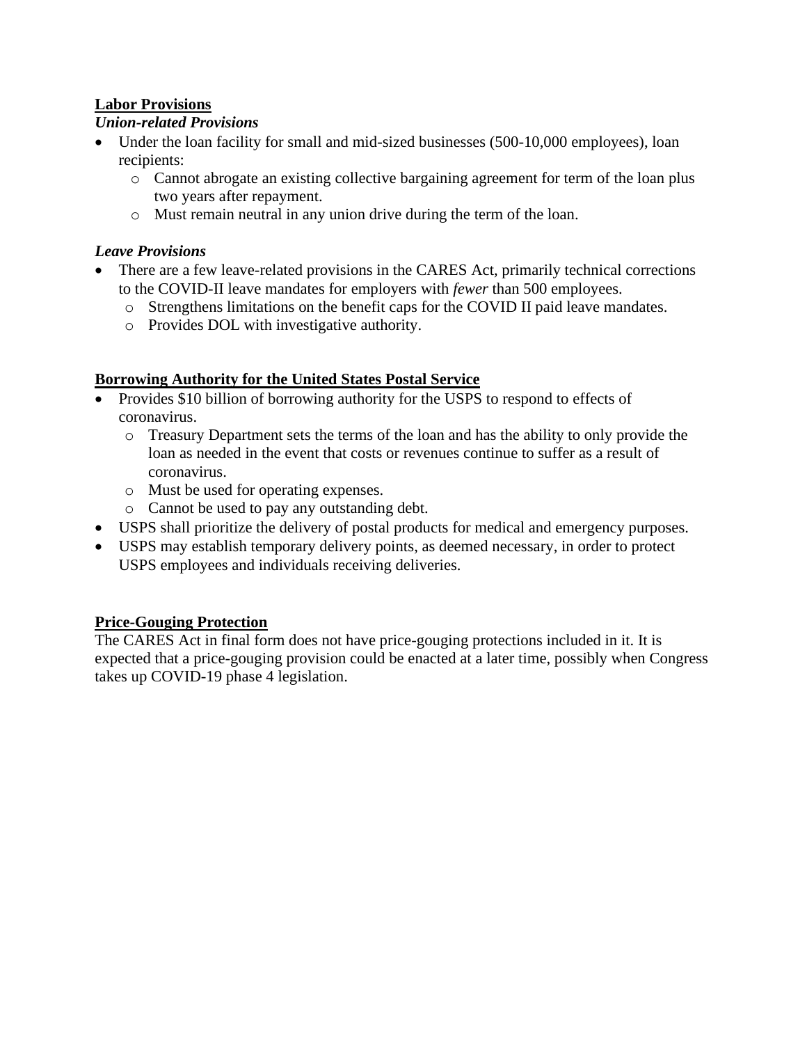**Labor Provisions**

***Union-related Provisions***

- Under the loan facility for small and mid-sized businesses (500-10,000 employees), loan recipients:
  - Cannot abrogate an existing collective bargaining agreement for term of the loan plus two years after repayment.
  - Must remain neutral in any union drive during the term of the loan.

***Leave Provisions***

- There are a few leave-related provisions in the CARES Act, primarily technical corrections to the COVID-II leave mandates for employers with *fewer* than 500 employees.
  - Strengthens limitations on the benefit caps for the COVID II paid leave mandates.
  - Provides DOL with investigative authority.

**Borrowing Authority for the United States Postal Service**

- Provides $10 billion of borrowing authority for the USPS to respond to effects of coronavirus.
  - Treasury Department sets the terms of the loan and has the ability to only provide the loan as needed in the event that costs or revenues continue to suffer as a result of coronavirus.
  - Must be used for operating expenses.
  - Cannot be used to pay any outstanding debt.
- USPS shall prioritize the delivery of postal products for medical and emergency purposes.
- USPS may establish temporary delivery points, as deemed necessary, in order to protect USPS employees and individuals receiving deliveries.

**Price-Gouging Protection**

The CARES Act in final form does not have price-gouging protections included in it. It is expected that a price-gouging provision could be enacted at a later time, possibly when Congress takes up COVID-19 phase 4 legislation.